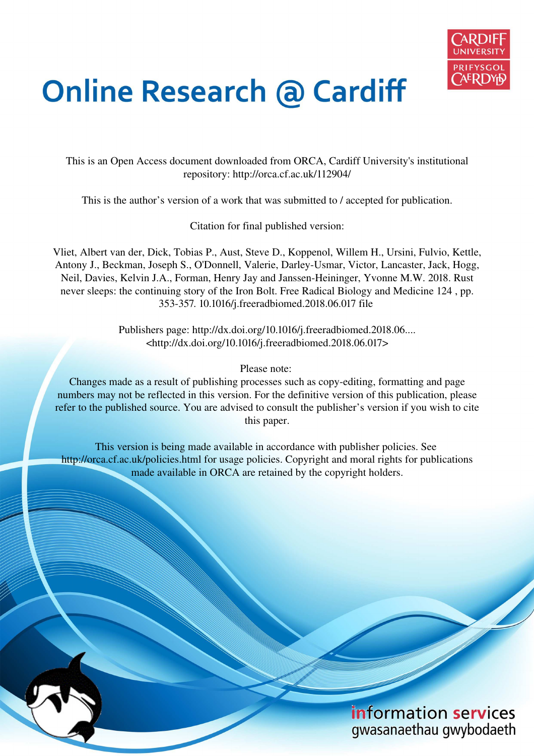# Online Research @ Cardiff

This is an Open Access document downloaded from ORCA, Cardiff University's institutional repository: http://orca.cf.ac.uk/112904/

This is the author's version of a work that was submitted to / accepted for publication.

Citation for final published version:

Vliet, Albert van der, Dick, Tobias P., Aust, Steve D., Koppenol, Willem H., Ursini, Fulvio, Kettle, Antony J., Beckman, Joseph S., O'Donnell, Valerie, Darley-Usmar, Victor, Lancaster, Jack, Hogg, Neil, Davies, Kelvin J.A., Forman, Henry Jay and Janssen-Heininger, Yvonne M.W. 2018. Rust never sleeps: the continuing story of the Iron Bolt. Free Radical Biology and Medicine 124 , pp. 353-357. 10.1016/j.freeradbiomed.2018.06.017 file

Publishers page: http://dx.doi.org/10.1016/j.freeradbiomed.2018.06.... <http://dx.doi.org/10.1016/j.freeradbiomed.2018.06.017>

Please note:
Changes made as a result of publishing processes such as copy-editing, formatting and page numbers may not be reflected in this version. For the definitive version of this publication, please refer to the published source. You are advised to consult the publisher's version if you wish to cite this paper.

This version is being made available in accordance with publisher policies. See http://orca.cf.ac.uk/policies.html for usage policies. Copyright and moral rights for publications made available in ORCA are retained by the copyright holders.

information services
gwasanaethau gwybodaeth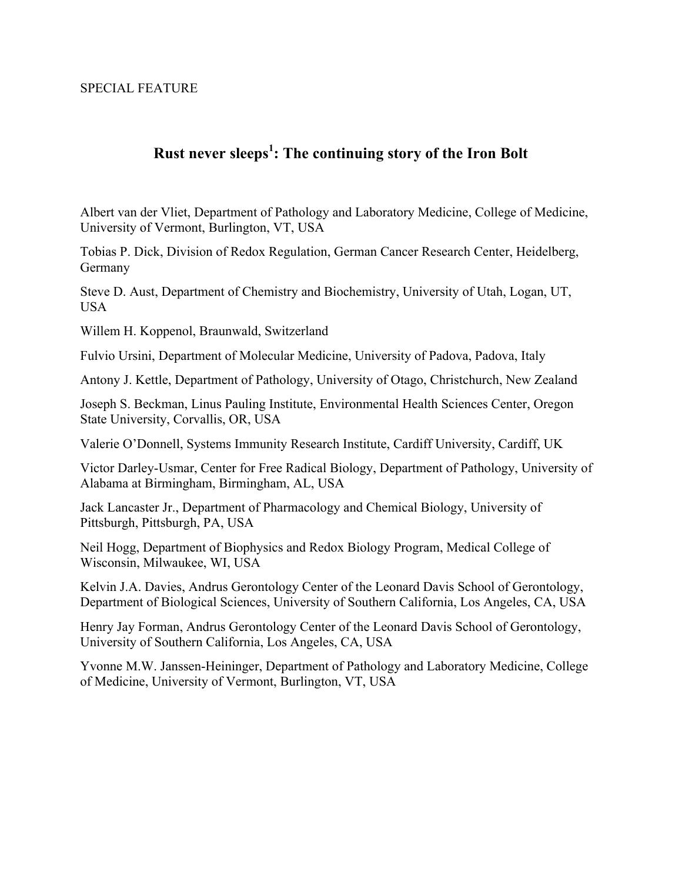SPECIAL FEATURE

# Rust never sleeps[1]: The continuing story of the Iron Bolt

Albert van der Vliet, Department of Pathology and Laboratory Medicine, College of Medicine, University of Vermont, Burlington, VT, USA

Tobias P. Dick, Division of Redox Regulation, German Cancer Research Center, Heidelberg, Germany

Steve D. Aust, Department of Chemistry and Biochemistry, University of Utah, Logan, UT, USA

Willem H. Koppenol, Braunwald, Switzerland

Fulvio Ursini, Department of Molecular Medicine, University of Padova, Padova, Italy

Antony J. Kettle, Department of Pathology, University of Otago, Christchurch, New Zealand

Joseph S. Beckman, Linus Pauling Institute, Environmental Health Sciences Center, Oregon State University, Corvallis, OR, USA

Valerie O'Donnell, Systems Immunity Research Institute, Cardiff University, Cardiff, UK

Victor Darley-Usmar, Center for Free Radical Biology, Department of Pathology, University of Alabama at Birmingham, Birmingham, AL, USA

Jack Lancaster Jr., Department of Pharmacology and Chemical Biology, University of Pittsburgh, Pittsburgh, PA, USA

Neil Hogg, Department of Biophysics and Redox Biology Program, Medical College of Wisconsin, Milwaukee, WI, USA

Kelvin J.A. Davies, Andrus Gerontology Center of the Leonard Davis School of Gerontology, Department of Biological Sciences, University of Southern California, Los Angeles, CA, USA

Henry Jay Forman, Andrus Gerontology Center of the Leonard Davis School of Gerontology, University of Southern California, Los Angeles, CA, USA

Yvonne M.W. Janssen-Heininger, Department of Pathology and Laboratory Medicine, College of Medicine, University of Vermont, Burlington, VT, USA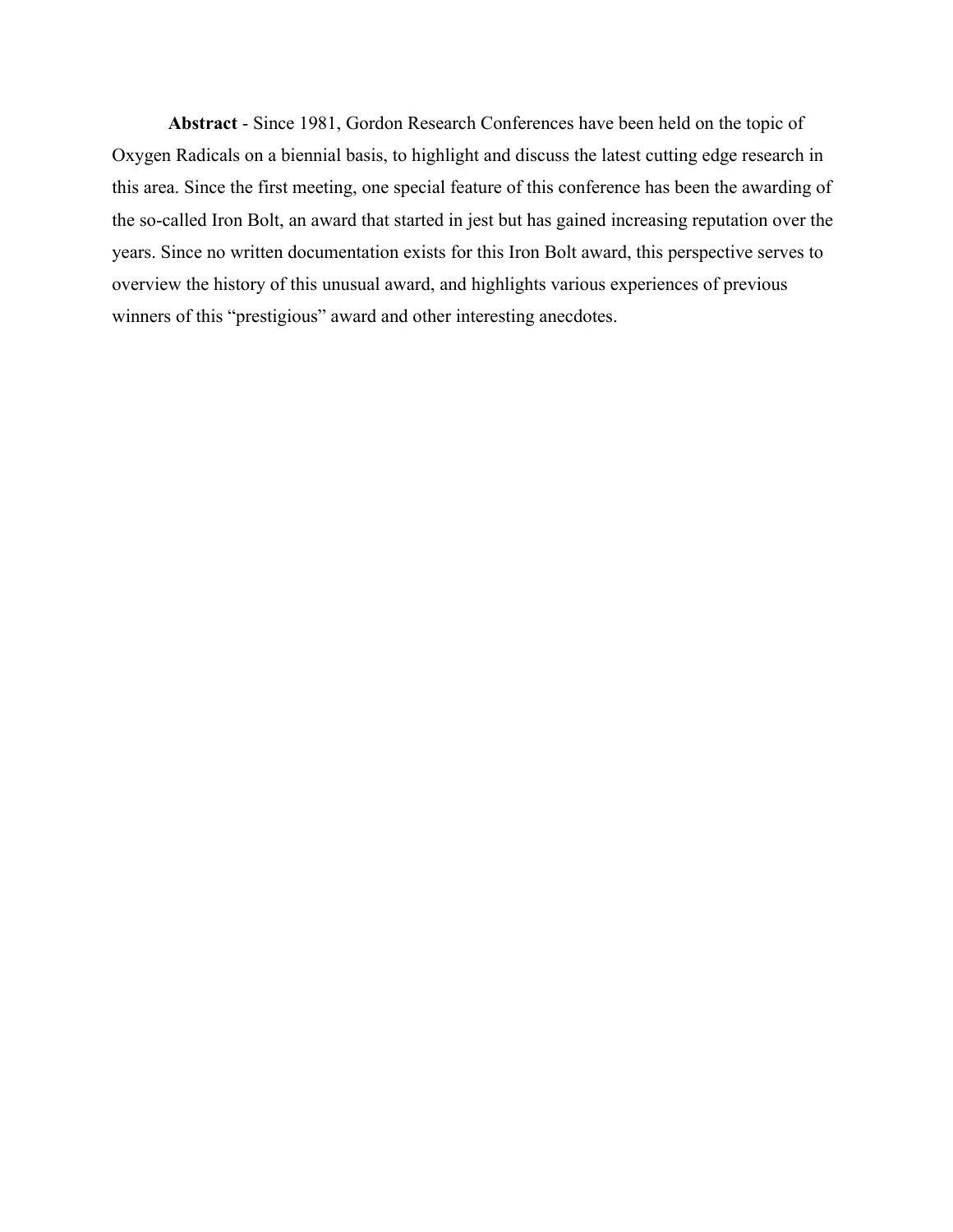**Abstract** - Since 1981, Gordon Research Conferences have been held on the topic of Oxygen Radicals on a biennial basis, to highlight and discuss the latest cutting edge research in this area. Since the first meeting, one special feature of this conference has been the awarding of the so-called Iron Bolt, an award that started in jest but has gained increasing reputation over the years. Since no written documentation exists for this Iron Bolt award, this perspective serves to overview the history of this unusual award, and highlights various experiences of previous winners of this "prestigious" award and other interesting anecdotes.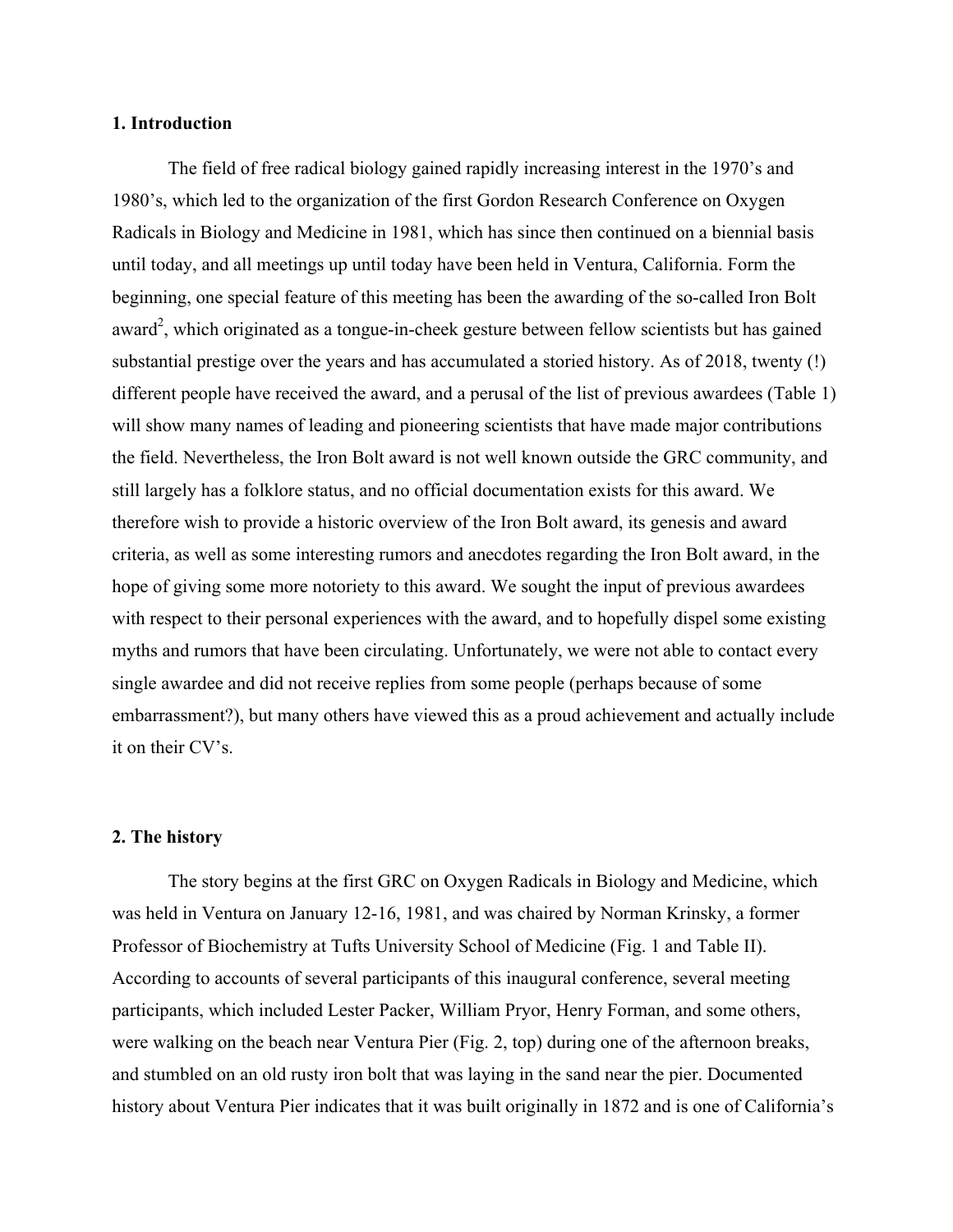## 1. Introduction

The field of free radical biology gained rapidly increasing interest in the 1970's and 1980's, which led to the organization of the first Gordon Research Conference on Oxygen Radicals in Biology and Medicine in 1981, which has since then continued on a biennial basis until today, and all meetings up until today have been held in Ventura, California. Form the beginning, one special feature of this meeting has been the awarding of the so-called Iron Bolt award[2], which originated as a tongue-in-cheek gesture between fellow scientists but has gained substantial prestige over the years and has accumulated a storied history. As of 2018, twenty (!) different people have received the award, and a perusal of the list of previous awardees (Table 1) will show many names of leading and pioneering scientists that have made major contributions the field. Nevertheless, the Iron Bolt award is not well known outside the GRC community, and still largely has a folklore status, and no official documentation exists for this award. We therefore wish to provide a historic overview of the Iron Bolt award, its genesis and award criteria, as well as some interesting rumors and anecdotes regarding the Iron Bolt award, in the hope of giving some more notoriety to this award. We sought the input of previous awardees with respect to their personal experiences with the award, and to hopefully dispel some existing myths and rumors that have been circulating. Unfortunately, we were not able to contact every single awardee and did not receive replies from some people (perhaps because of some embarrassment?), but many others have viewed this as a proud achievement and actually include it on their CV's.

## 2. The history

The story begins at the first GRC on Oxygen Radicals in Biology and Medicine, which was held in Ventura on January 12-16, 1981, and was chaired by Norman Krinsky, a former Professor of Biochemistry at Tufts University School of Medicine (Fig. 1 and Table II). According to accounts of several participants of this inaugural conference, several meeting participants, which included Lester Packer, William Pryor, Henry Forman, and some others, were walking on the beach near Ventura Pier (Fig. 2, top) during one of the afternoon breaks, and stumbled on an old rusty iron bolt that was laying in the sand near the pier. Documented history about Ventura Pier indicates that it was built originally in 1872 and is one of California's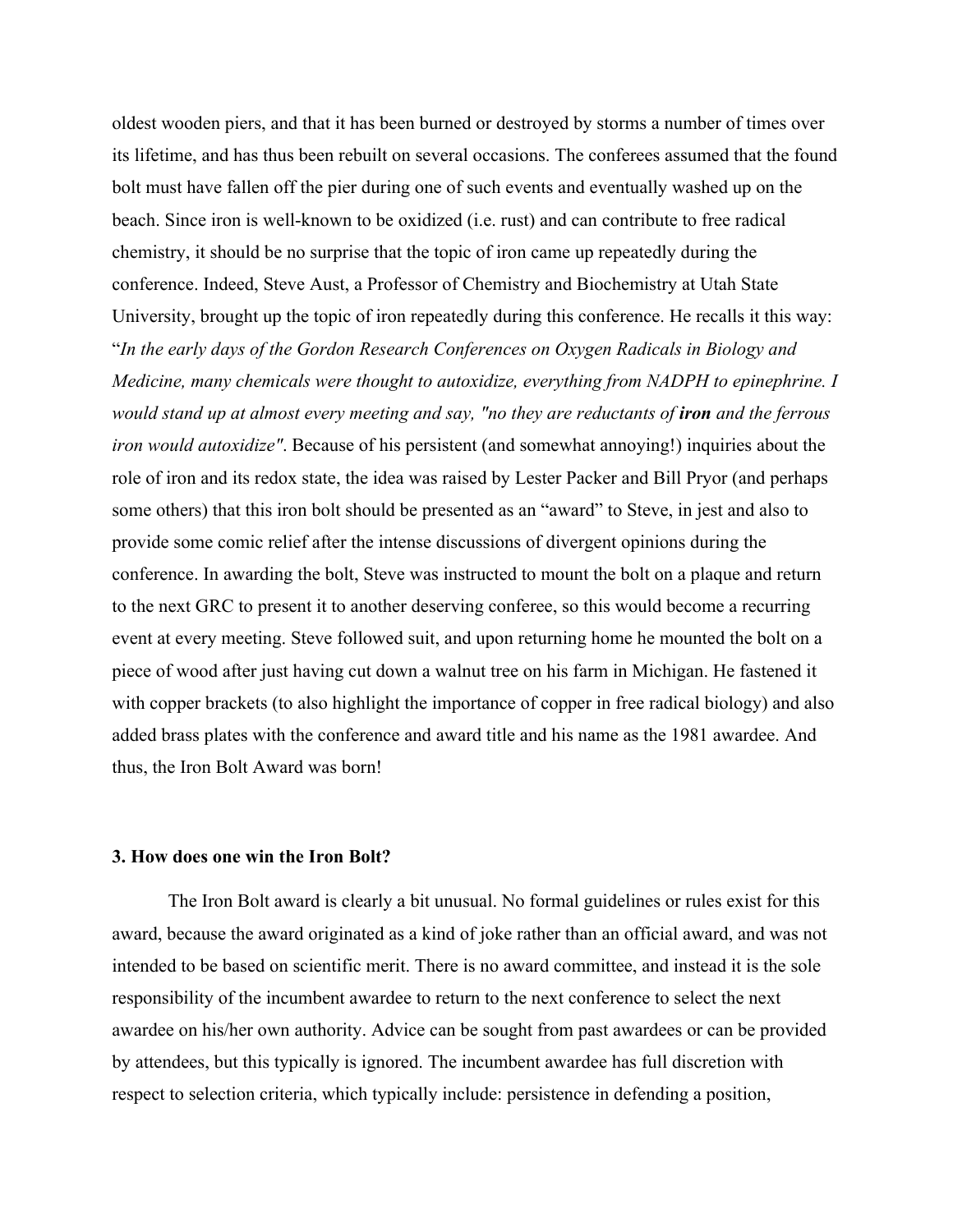oldest wooden piers, and that it has been burned or destroyed by storms a number of times over its lifetime, and has thus been rebuilt on several occasions. The conferees assumed that the found bolt must have fallen off the pier during one of such events and eventually washed up on the beach. Since iron is well-known to be oxidized (i.e. rust) and can contribute to free radical chemistry, it should be no surprise that the topic of iron came up repeatedly during the conference. Indeed, Steve Aust, a Professor of Chemistry and Biochemistry at Utah State University, brought up the topic of iron repeatedly during this conference. He recalls it this way: "*In the early days of the Gordon Research Conferences on Oxygen Radicals in Biology and Medicine, many chemicals were thought to autoxidize, everything from NADPH to epinephrine. I would stand up at almost every meeting and say, "no they are reductants of* ***iron*** *and the ferrous iron would autoxidize"*. Because of his persistent (and somewhat annoying!) inquiries about the role of iron and its redox state, the idea was raised by Lester Packer and Bill Pryor (and perhaps some others) that this iron bolt should be presented as an "award" to Steve, in jest and also to provide some comic relief after the intense discussions of divergent opinions during the conference. In awarding the bolt, Steve was instructed to mount the bolt on a plaque and return to the next GRC to present it to another deserving conferee, so this would become a recurring event at every meeting. Steve followed suit, and upon returning home he mounted the bolt on a piece of wood after just having cut down a walnut tree on his farm in Michigan. He fastened it with copper brackets (to also highlight the importance of copper in free radical biology) and also added brass plates with the conference and award title and his name as the 1981 awardee. And thus, the Iron Bolt Award was born!

### 3. How does one win the Iron Bolt?

The Iron Bolt award is clearly a bit unusual. No formal guidelines or rules exist for this award, because the award originated as a kind of joke rather than an official award, and was not intended to be based on scientific merit. There is no award committee, and instead it is the sole responsibility of the incumbent awardee to return to the next conference to select the next awardee on his/her own authority. Advice can be sought from past awardees or can be provided by attendees, but this typically is ignored. The incumbent awardee has full discretion with respect to selection criteria, which typically include: persistence in defending a position,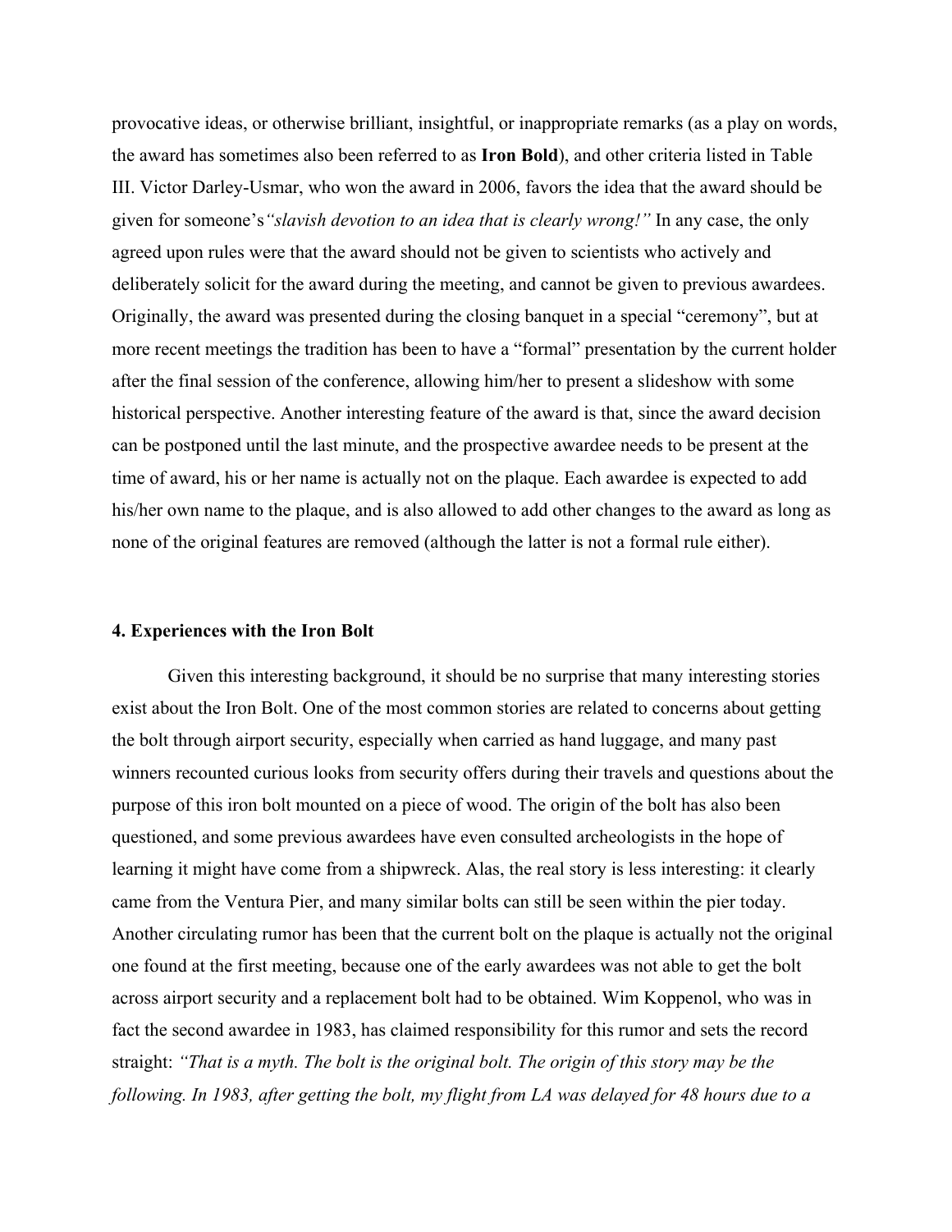provocative ideas, or otherwise brilliant, insightful, or inappropriate remarks (as a play on words, the award has sometimes also been referred to as **Iron Bold**), and other criteria listed in Table III. Victor Darley-Usmar, who won the award in 2006, favors the idea that the award should be given for someone's*"slavish devotion to an idea that is clearly wrong!"* In any case, the only agreed upon rules were that the award should not be given to scientists who actively and deliberately solicit for the award during the meeting, and cannot be given to previous awardees. Originally, the award was presented during the closing banquet in a special "ceremony", but at more recent meetings the tradition has been to have a "formal" presentation by the current holder after the final session of the conference, allowing him/her to present a slideshow with some historical perspective. Another interesting feature of the award is that, since the award decision can be postponed until the last minute, and the prospective awardee needs to be present at the time of award, his or her name is actually not on the plaque. Each awardee is expected to add his/her own name to the plaque, and is also allowed to add other changes to the award as long as none of the original features are removed (although the latter is not a formal rule either).

## 4. Experiences with the Iron Bolt

Given this interesting background, it should be no surprise that many interesting stories exist about the Iron Bolt. One of the most common stories are related to concerns about getting the bolt through airport security, especially when carried as hand luggage, and many past winners recounted curious looks from security offers during their travels and questions about the purpose of this iron bolt mounted on a piece of wood. The origin of the bolt has also been questioned, and some previous awardees have even consulted archeologists in the hope of learning it might have come from a shipwreck. Alas, the real story is less interesting: it clearly came from the Ventura Pier, and many similar bolts can still be seen within the pier today. Another circulating rumor has been that the current bolt on the plaque is actually not the original one found at the first meeting, because one of the early awardees was not able to get the bolt across airport security and a replacement bolt had to be obtained. Wim Koppenol, who was in fact the second awardee in 1983, has claimed responsibility for this rumor and sets the record straight: *"That is a myth. The bolt is the original bolt. The origin of this story may be the following. In 1983, after getting the bolt, my flight from LA was delayed for 48 hours due to a*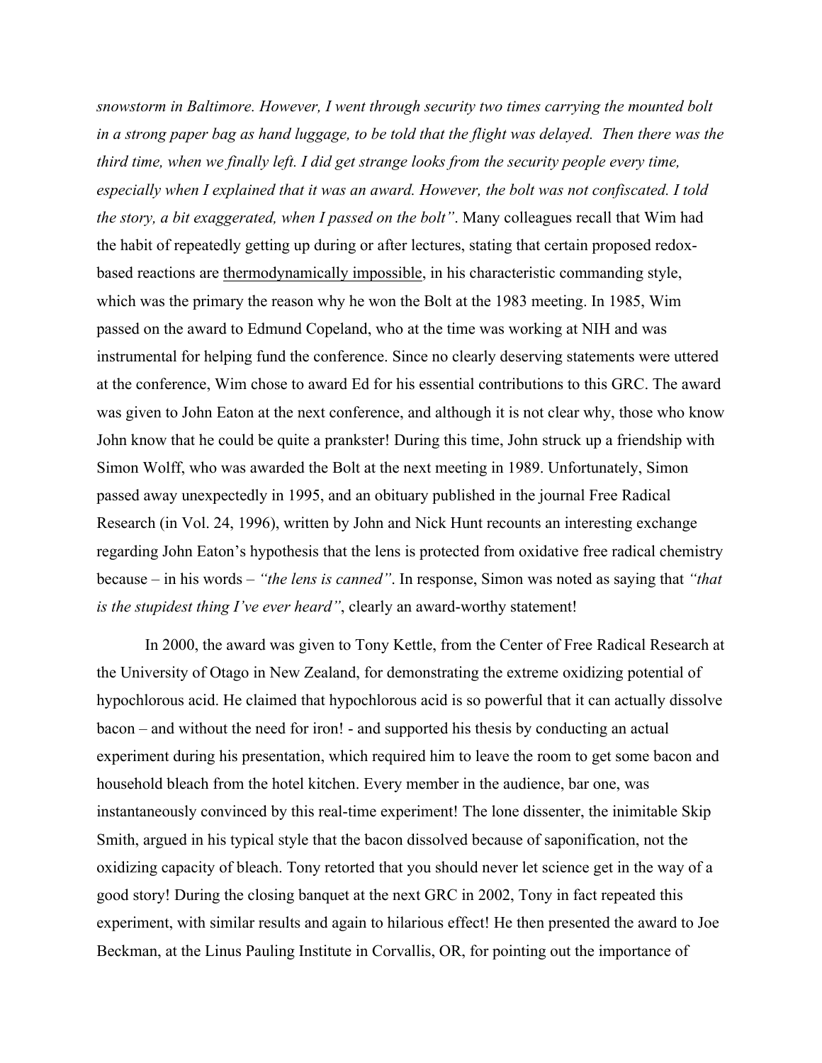*snowstorm in Baltimore. However, I went through security two times carrying the mounted bolt in a strong paper bag as hand luggage, to be told that the flight was delayed. Then there was the third time, when we finally left. I did get strange looks from the security people every time, especially when I explained that it was an award. However, the bolt was not confiscated. I told the story, a bit exaggerated, when I passed on the bolt"*. Many colleagues recall that Wim had the habit of repeatedly getting up during or after lectures, stating that certain proposed redox-based reactions are <u>thermodynamically impossible</u>, in his characteristic commanding style, which was the primary the reason why he won the Bolt at the 1983 meeting. In 1985, Wim passed on the award to Edmund Copeland, who at the time was working at NIH and was instrumental for helping fund the conference. Since no clearly deserving statements were uttered at the conference, Wim chose to award Ed for his essential contributions to this GRC. The award was given to John Eaton at the next conference, and although it is not clear why, those who know John know that he could be quite a prankster! During this time, John struck up a friendship with Simon Wolff, who was awarded the Bolt at the next meeting in 1989. Unfortunately, Simon passed away unexpectedly in 1995, and an obituary published in the journal Free Radical Research (in Vol. 24, 1996), written by John and Nick Hunt recounts an interesting exchange regarding John Eaton's hypothesis that the lens is protected from oxidative free radical chemistry because – in his words – *"the lens is canned"*. In response, Simon was noted as saying that *"that is the stupidest thing I've ever heard"*, clearly an award-worthy statement!

In 2000, the award was given to Tony Kettle, from the Center of Free Radical Research at the University of Otago in New Zealand, for demonstrating the extreme oxidizing potential of hypochlorous acid. He claimed that hypochlorous acid is so powerful that it can actually dissolve bacon – and without the need for iron! - and supported his thesis by conducting an actual experiment during his presentation, which required him to leave the room to get some bacon and household bleach from the hotel kitchen. Every member in the audience, bar one, was instantaneously convinced by this real-time experiment! The lone dissenter, the inimitable Skip Smith, argued in his typical style that the bacon dissolved because of saponification, not the oxidizing capacity of bleach. Tony retorted that you should never let science get in the way of a good story! During the closing banquet at the next GRC in 2002, Tony in fact repeated this experiment, with similar results and again to hilarious effect! He then presented the award to Joe Beckman, at the Linus Pauling Institute in Corvallis, OR, for pointing out the importance of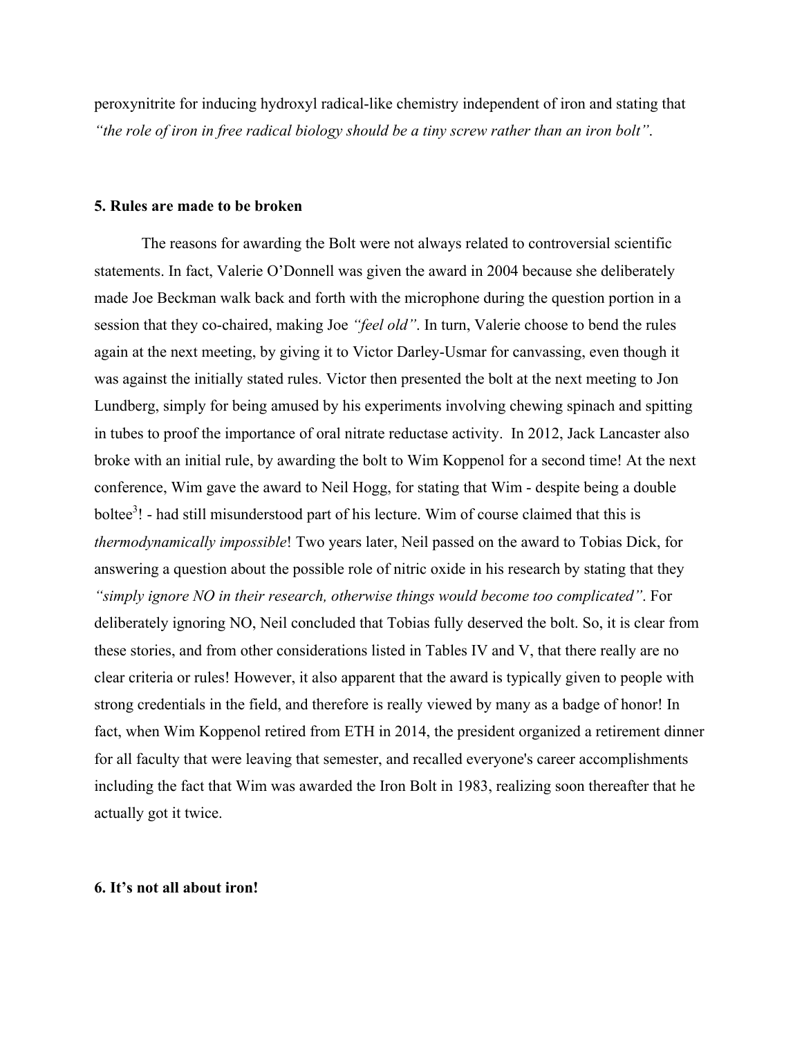peroxynitrite for inducing hydroxyl radical-like chemistry independent of iron and stating that *"the role of iron in free radical biology should be a tiny screw rather than an iron bolt"*.

## 5. Rules are made to be broken

The reasons for awarding the Bolt were not always related to controversial scientific statements. In fact, Valerie O'Donnell was given the award in 2004 because she deliberately made Joe Beckman walk back and forth with the microphone during the question portion in a session that they co-chaired, making Joe *"feel old"*. In turn, Valerie choose to bend the rules again at the next meeting, by giving it to Victor Darley-Usmar for canvassing, even though it was against the initially stated rules. Victor then presented the bolt at the next meeting to Jon Lundberg, simply for being amused by his experiments involving chewing spinach and spitting in tubes to proof the importance of oral nitrate reductase activity. In 2012, Jack Lancaster also broke with an initial rule, by awarding the bolt to Wim Koppenol for a second time! At the next conference, Wim gave the award to Neil Hogg, for stating that Wim - despite being a double boltee[3]! - had still misunderstood part of his lecture. Wim of course claimed that this is *thermodynamically impossible*! Two years later, Neil passed on the award to Tobias Dick, for answering a question about the possible role of nitric oxide in his research by stating that they *"simply ignore NO in their research, otherwise things would become too complicated"*. For deliberately ignoring NO, Neil concluded that Tobias fully deserved the bolt. So, it is clear from these stories, and from other considerations listed in Tables IV and V, that there really are no clear criteria or rules! However, it also apparent that the award is typically given to people with strong credentials in the field, and therefore is really viewed by many as a badge of honor! In fact, when Wim Koppenol retired from ETH in 2014, the president organized a retirement dinner for all faculty that were leaving that semester, and recalled everyone's career accomplishments including the fact that Wim was awarded the Iron Bolt in 1983, realizing soon thereafter that he actually got it twice.

## 6. It's not all about iron!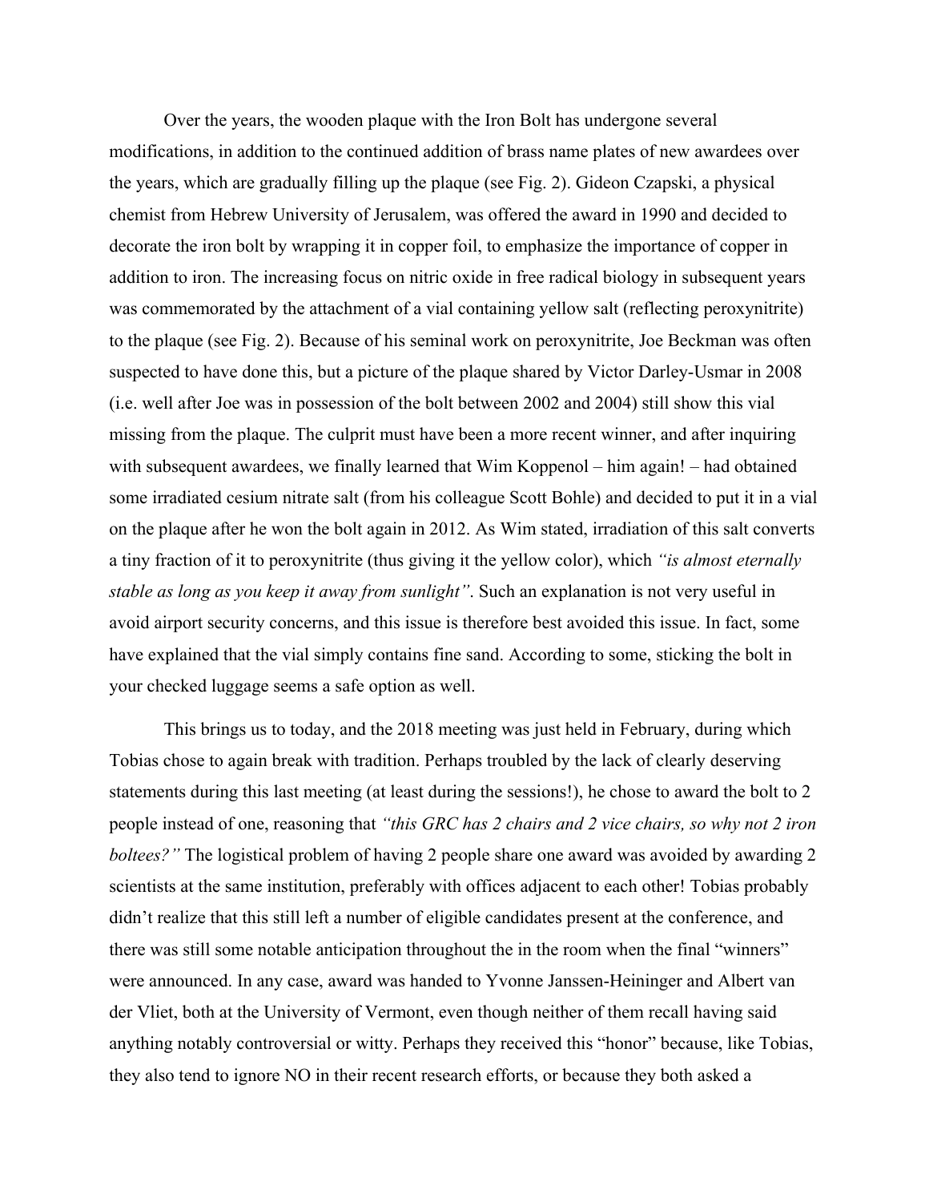Over the years, the wooden plaque with the Iron Bolt has undergone several modifications, in addition to the continued addition of brass name plates of new awardees over the years, which are gradually filling up the plaque (see Fig. 2). Gideon Czapski, a physical chemist from Hebrew University of Jerusalem, was offered the award in 1990 and decided to decorate the iron bolt by wrapping it in copper foil, to emphasize the importance of copper in addition to iron. The increasing focus on nitric oxide in free radical biology in subsequent years was commemorated by the attachment of a vial containing yellow salt (reflecting peroxynitrite) to the plaque (see Fig. 2). Because of his seminal work on peroxynitrite, Joe Beckman was often suspected to have done this, but a picture of the plaque shared by Victor Darley-Usmar in 2008 (i.e. well after Joe was in possession of the bolt between 2002 and 2004) still show this vial missing from the plaque. The culprit must have been a more recent winner, and after inquiring with subsequent awardees, we finally learned that Wim Koppenol – him again! – had obtained some irradiated cesium nitrate salt (from his colleague Scott Bohle) and decided to put it in a vial on the plaque after he won the bolt again in 2012. As Wim stated, irradiation of this salt converts a tiny fraction of it to peroxynitrite (thus giving it the yellow color), which *"is almost eternally stable as long as you keep it away from sunlight"*. Such an explanation is not very useful in avoid airport security concerns, and this issue is therefore best avoided this issue. In fact, some have explained that the vial simply contains fine sand. According to some, sticking the bolt in your checked luggage seems a safe option as well.

This brings us to today, and the 2018 meeting was just held in February, during which Tobias chose to again break with tradition. Perhaps troubled by the lack of clearly deserving statements during this last meeting (at least during the sessions!), he chose to award the bolt to 2 people instead of one, reasoning that *"this GRC has 2 chairs and 2 vice chairs, so why not 2 iron boltees?"* The logistical problem of having 2 people share one award was avoided by awarding 2 scientists at the same institution, preferably with offices adjacent to each other! Tobias probably didn't realize that this still left a number of eligible candidates present at the conference, and there was still some notable anticipation throughout the in the room when the final "winners" were announced. In any case, award was handed to Yvonne Janssen-Heininger and Albert van der Vliet, both at the University of Vermont, even though neither of them recall having said anything notably controversial or witty. Perhaps they received this "honor" because, like Tobias, they also tend to ignore NO in their recent research efforts, or because they both asked a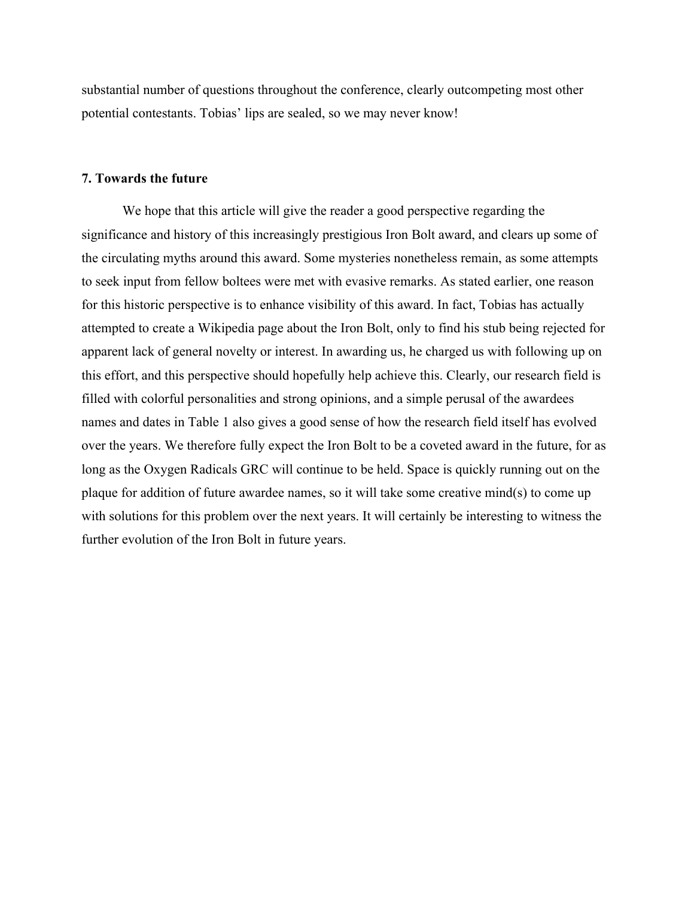substantial number of questions throughout the conference, clearly outcompeting most other potential contestants. Tobias' lips are sealed, so we may never know!

## 7. Towards the future

We hope that this article will give the reader a good perspective regarding the significance and history of this increasingly prestigious Iron Bolt award, and clears up some of the circulating myths around this award. Some mysteries nonetheless remain, as some attempts to seek input from fellow boltees were met with evasive remarks. As stated earlier, one reason for this historic perspective is to enhance visibility of this award. In fact, Tobias has actually attempted to create a Wikipedia page about the Iron Bolt, only to find his stub being rejected for apparent lack of general novelty or interest. In awarding us, he charged us with following up on this effort, and this perspective should hopefully help achieve this. Clearly, our research field is filled with colorful personalities and strong opinions, and a simple perusal of the awardees names and dates in Table 1 also gives a good sense of how the research field itself has evolved over the years. We therefore fully expect the Iron Bolt to be a coveted award in the future, for as long as the Oxygen Radicals GRC will continue to be held. Space is quickly running out on the plaque for addition of future awardee names, so it will take some creative mind(s) to come up with solutions for this problem over the next years. It will certainly be interesting to witness the further evolution of the Iron Bolt in future years.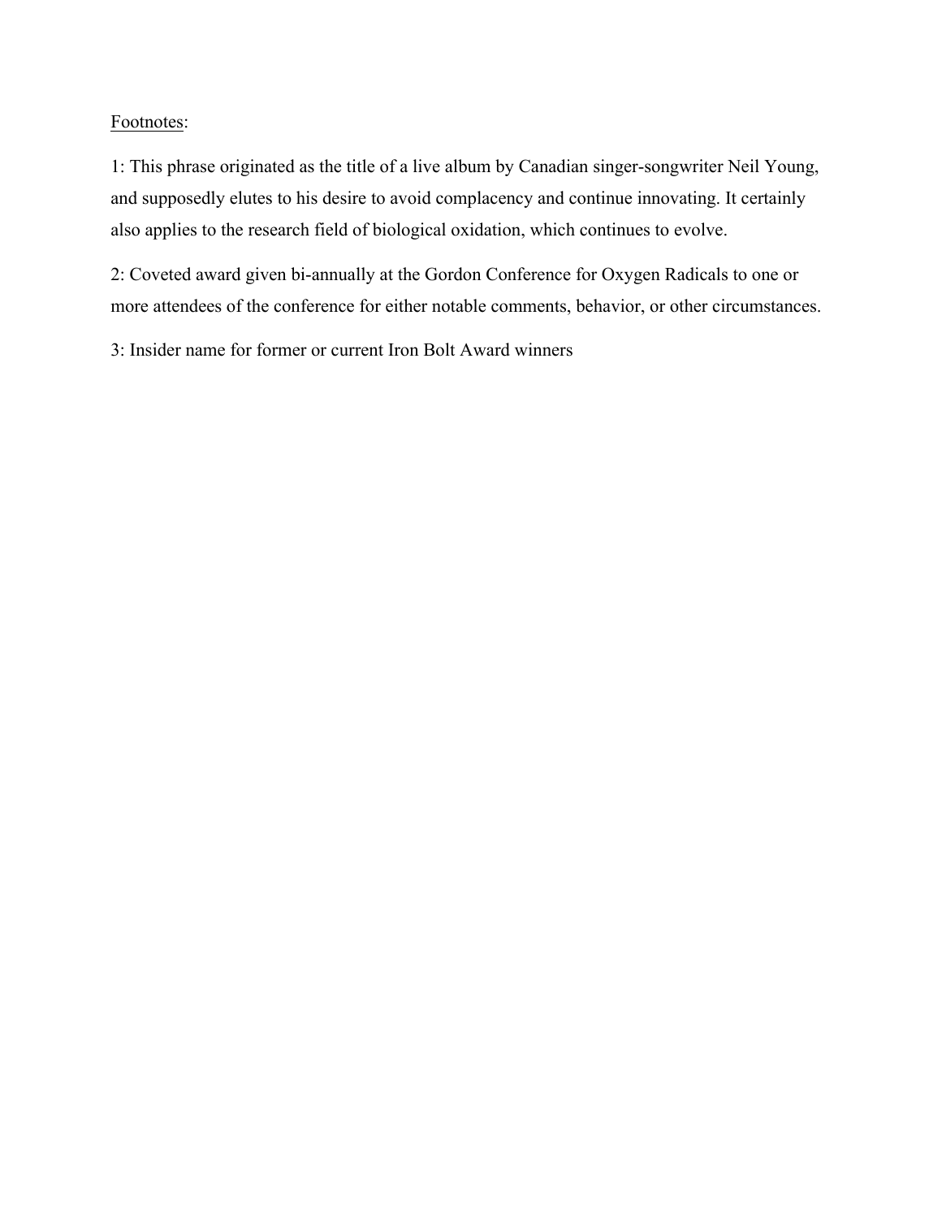<u>Footnotes</u>:

1: This phrase originated as the title of a live album by Canadian singer-songwriter Neil Young, and supposedly elutes to his desire to avoid complacency and continue innovating. It certainly also applies to the research field of biological oxidation, which continues to evolve.

2: Coveted award given bi-annually at the Gordon Conference for Oxygen Radicals to one or more attendees of the conference for either notable comments, behavior, or other circumstances.

3: Insider name for former or current Iron Bolt Award winners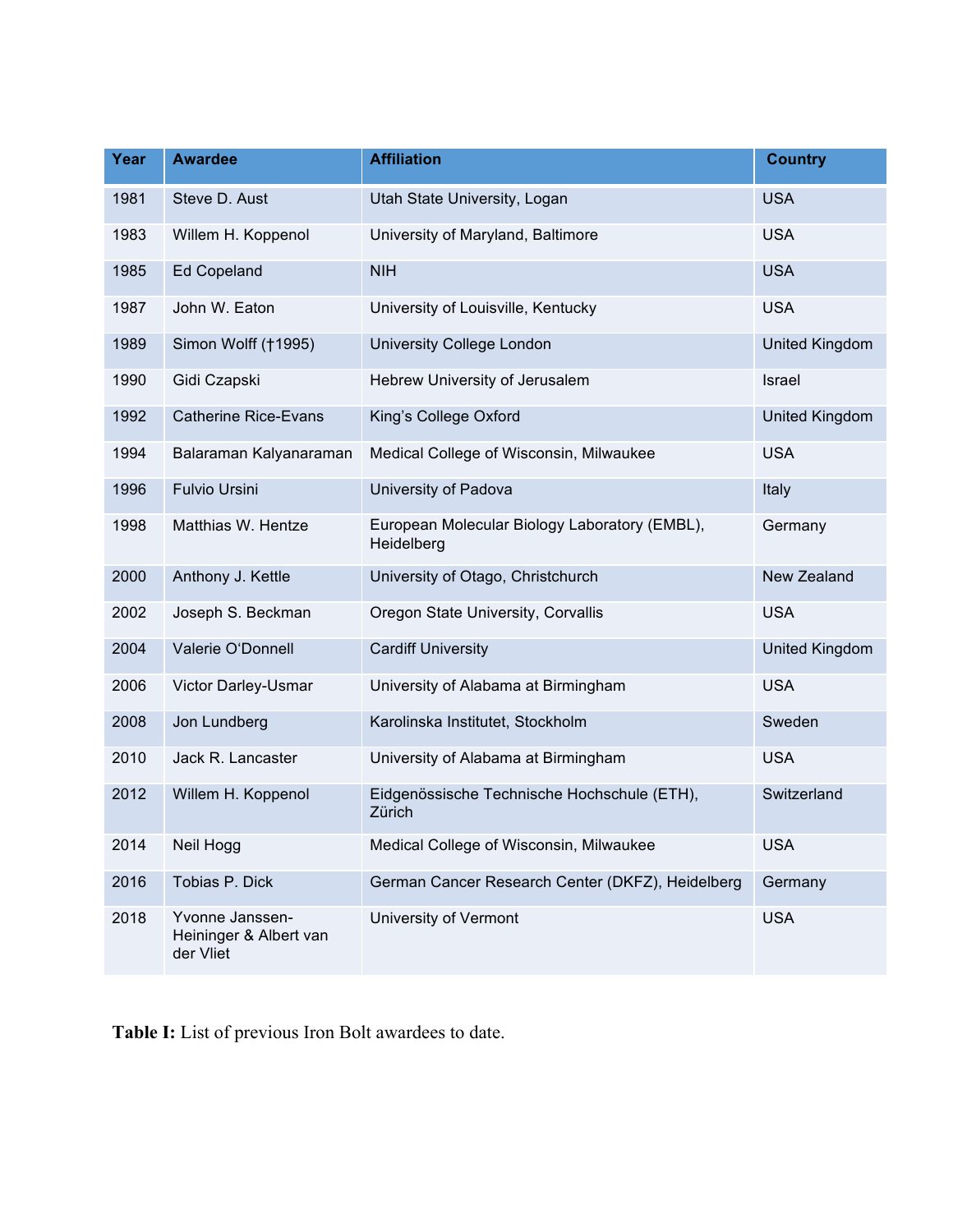| Year | Awardee | Affiliation | Country |
|---|---|---|---|
| 1981 | Steve D. Aust | Utah State University, Logan | USA |
| 1983 | Willem H. Koppenol | University of Maryland, Baltimore | USA |
| 1985 | Ed Copeland | NIH | USA |
| 1987 | John W. Eaton | University of Louisville, Kentucky | USA |
| 1989 | Simon Wolff (†1995) | University College London | United Kingdom |
| 1990 | Gidi Czapski | Hebrew University of Jerusalem | Israel |
| 1992 | Catherine Rice-Evans | King's College Oxford | United Kingdom |
| 1994 | Balaraman Kalyanaraman | Medical College of Wisconsin, Milwaukee | USA |
| 1996 | Fulvio Ursini | University of Padova | Italy |
| 1998 | Matthias W. Hentze | European Molecular Biology Laboratory (EMBL), Heidelberg | Germany |
| 2000 | Anthony J. Kettle | University of Otago, Christchurch | New Zealand |
| 2002 | Joseph S. Beckman | Oregon State University, Corvallis | USA |
| 2004 | Valerie O'Donnell | Cardiff University | United Kingdom |
| 2006 | Victor Darley-Usmar | University of Alabama at Birmingham | USA |
| 2008 | Jon Lundberg | Karolinska Institutet, Stockholm | Sweden |
| 2010 | Jack R. Lancaster | University of Alabama at Birmingham | USA |
| 2012 | Willem H. Koppenol | Eidgenössische Technische Hochschule (ETH), Zürich | Switzerland |
| 2014 | Neil Hogg | Medical College of Wisconsin, Milwaukee | USA |
| 2016 | Tobias P. Dick | German Cancer Research Center (DKFZ), Heidelberg | Germany |
| 2018 | Yvonne Janssen-Heininger & Albert van der Vliet | University of Vermont | USA |

**Table I:** List of previous Iron Bolt awardees to date.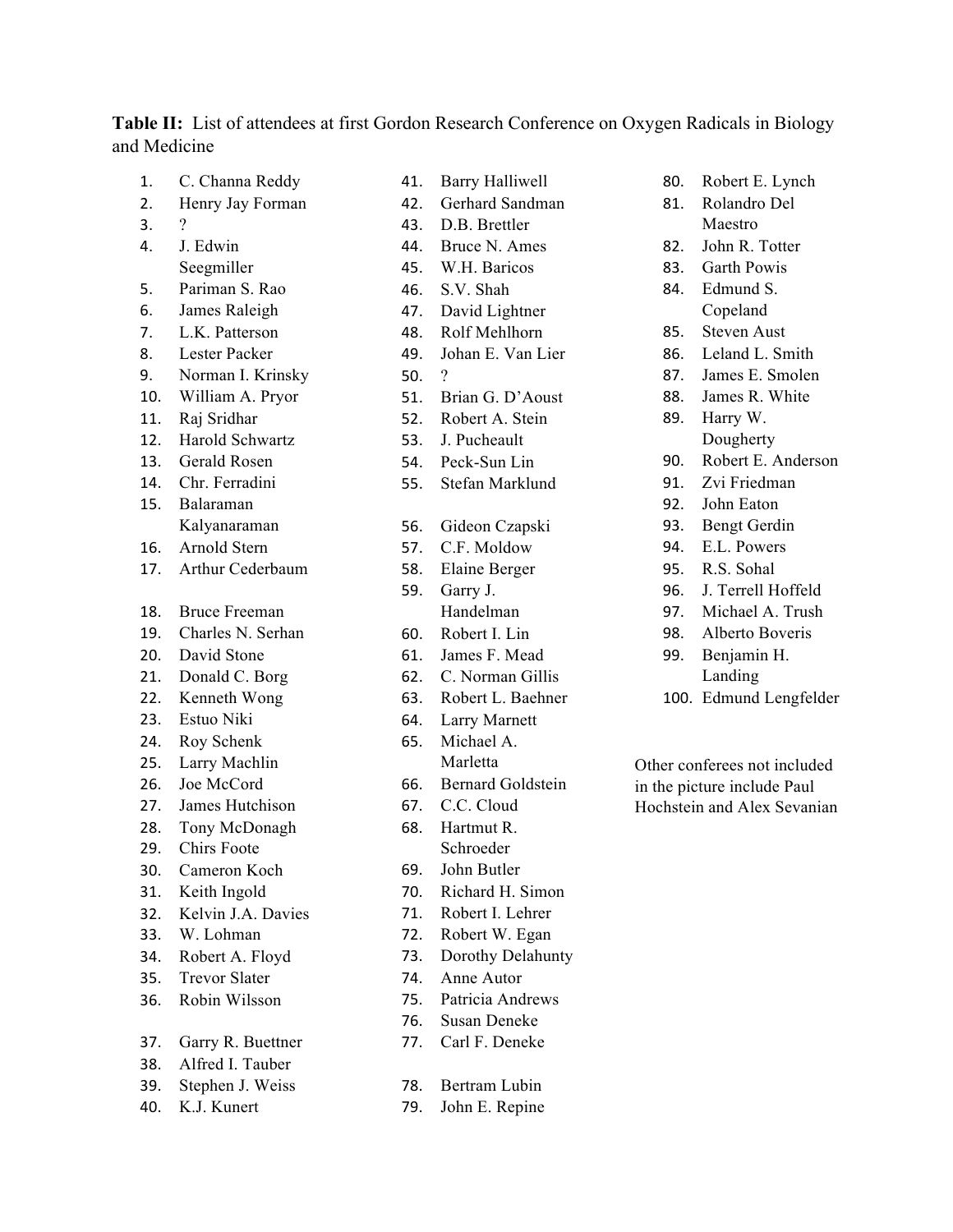**Table II:** List of attendees at first Gordon Research Conference on Oxygen Radicals in Biology and Medicine

1. C. Channa Reddy
2. Henry Jay Forman
3. ?
4. J. Edwin Seegmiller
5. Pariman S. Rao
6. James Raleigh
7. L.K. Patterson
8. Lester Packer
9. Norman I. Krinsky
10. William A. Pryor
11. Raj Sridhar
12. Harold Schwartz
13. Gerald Rosen
14. Chr. Ferradini
15. Balaraman Kalyanaraman
16. Arnold Stern
17. Arthur Cederbaum
18. Bruce Freeman
19. Charles N. Serhan
20. David Stone
21. Donald C. Borg
22. Kenneth Wong
23. Estuo Niki
24. Roy Schenk
25. Larry Machlin
26. Joe McCord
27. James Hutchison
28. Tony McDonagh
29. Chirs Foote
30. Cameron Koch
31. Keith Ingold
32. Kelvin J.A. Davies
33. W. Lohman
34. Robert A. Floyd
35. Trevor Slater
36. Robin Wilsson
37. Garry R. Buettner
38. Alfred I. Tauber
39. Stephen J. Weiss
40. K.J. Kunert
41. Barry Halliwell
42. Gerhard Sandman
43. D.B. Brettler
44. Bruce N. Ames
45. W.H. Baricos
46. S.V. Shah
47. David Lightner
48. Rolf Mehlhorn
49. Johan E. Van Lier
50. ?
51. Brian G. D'Aoust
52. Robert A. Stein
53. J. Pucheault
54. Peck-Sun Lin
55. Stefan Marklund
56. Gideon Czapski
57. C.F. Moldow
58. Elaine Berger
59. Garry J. Handelman
60. Robert I. Lin
61. James F. Mead
62. C. Norman Gillis
63. Robert L. Baehner
64. Larry Marnett
65. Michael A. Marletta
66. Bernard Goldstein
67. C.C. Cloud
68. Hartmut R. Schroeder
69. John Butler
70. Richard H. Simon
71. Robert I. Lehrer
72. Robert W. Egan
73. Dorothy Delahunty
74. Anne Autor
75. Patricia Andrews
76. Susan Deneke
77. Carl F. Deneke
78. Bertram Lubin
79. John E. Repine
80. Robert E. Lynch
81. Rolandro Del Maestro
82. John R. Totter
83. Garth Powis
84. Edmund S. Copeland
85. Steven Aust
86. Leland L. Smith
87. James E. Smolen
88. James R. White
89. Harry W. Dougherty
90. Robert E. Anderson
91. Zvi Friedman
92. John Eaton
93. Bengt Gerdin
94. E.L. Powers
95. R.S. Sohal
96. J. Terrell Hoffeld
97. Michael A. Trush
98. Alberto Boveris
99. Benjamin H. Landing
100. Edmund Lengfelder

Other conferees not included in the picture include Paul Hochstein and Alex Sevanian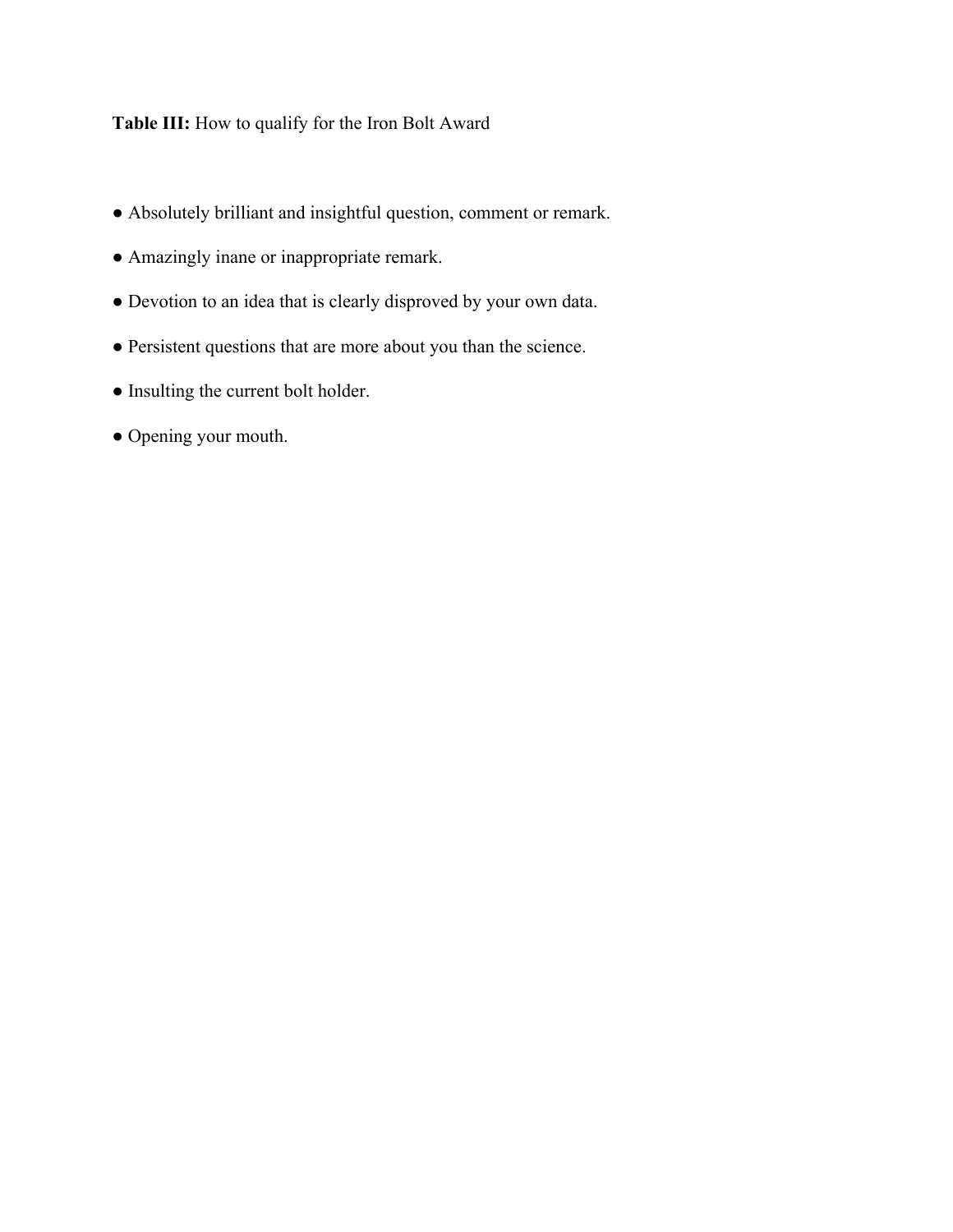**Table III:** How to qualify for the Iron Bolt Award

- Absolutely brilliant and insightful question, comment or remark.
- Amazingly inane or inappropriate remark.
- Devotion to an idea that is clearly disproved by your own data.
- Persistent questions that are more about you than the science.
- Insulting the current bolt holder.
- Opening your mouth.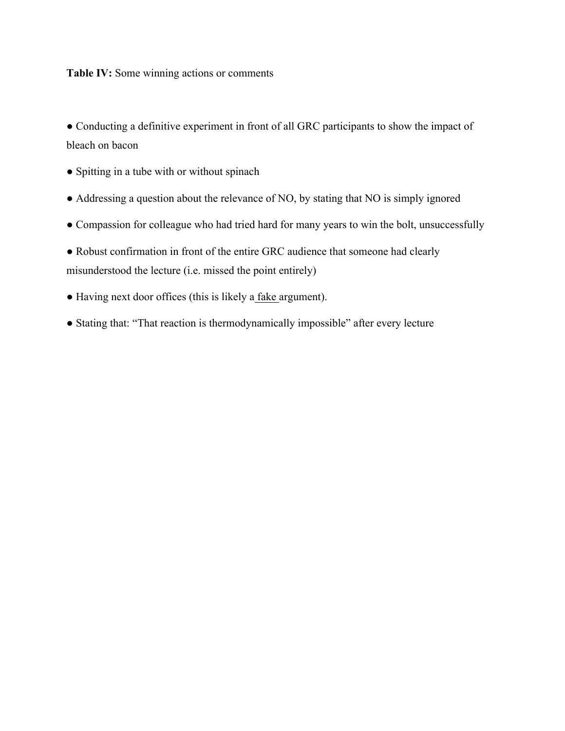**Table IV:** Some winning actions or comments

- Conducting a definitive experiment in front of all GRC participants to show the impact of bleach on bacon
- Spitting in a tube with or without spinach
- Addressing a question about the relevance of NO, by stating that NO is simply ignored
- Compassion for colleague who had tried hard for many years to win the bolt, unsuccessfully
- Robust confirmation in front of the entire GRC audience that someone had clearly misunderstood the lecture (i.e. missed the point entirely)
- Having next door offices (this is likely a fake argument).
- Stating that: "That reaction is thermodynamically impossible" after every lecture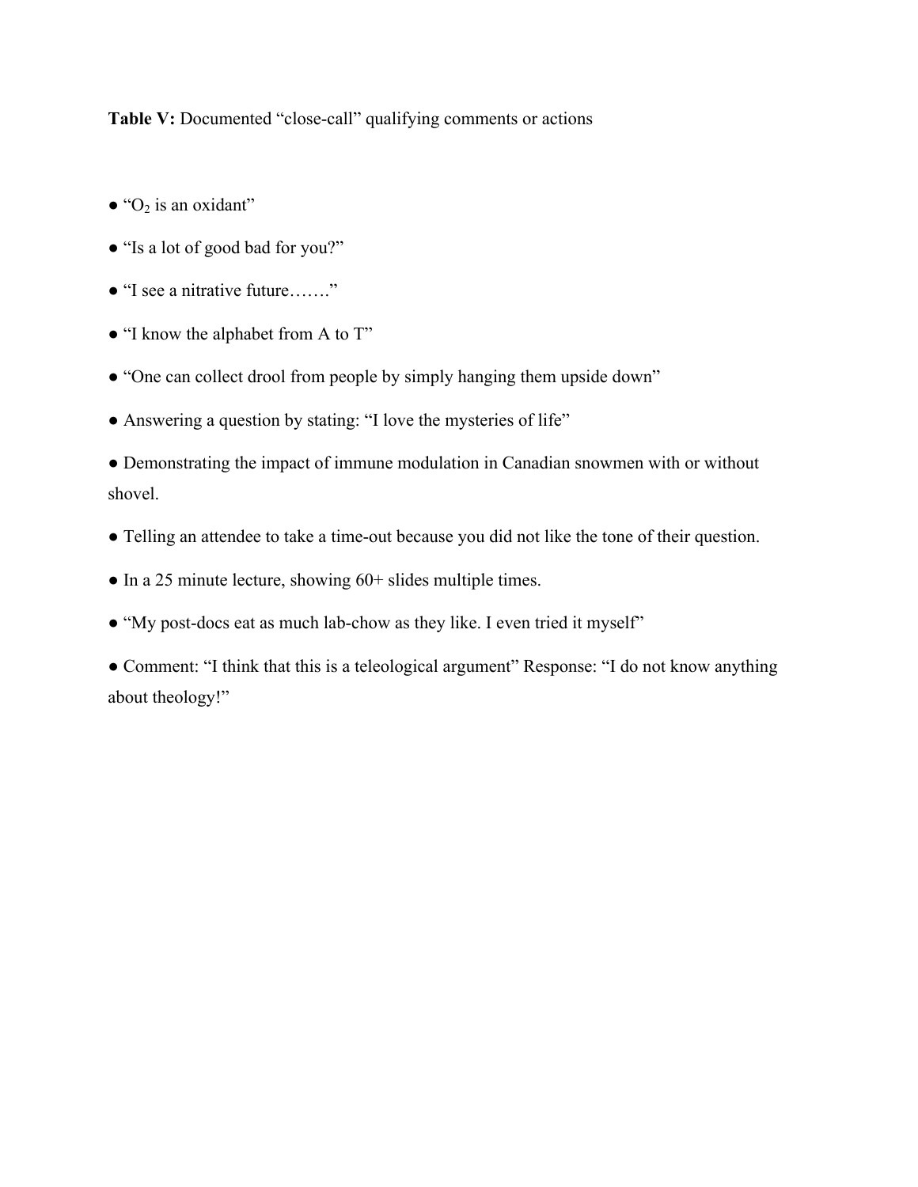**Table V:** Documented "close-call" qualifying comments or actions

- "$O_2$ is an oxidant"
- "Is a lot of good bad for you?"
- "I see a nitrative future……."
- "I know the alphabet from A to T"
- "One can collect drool from people by simply hanging them upside down"
- Answering a question by stating: "I love the mysteries of life"
- Demonstrating the impact of immune modulation in Canadian snowmen with or without shovel.
- Telling an attendee to take a time-out because you did not like the tone of their question.
- In a 25 minute lecture, showing 60+ slides multiple times.
- "My post-docs eat as much lab-chow as they like. I even tried it myself"
- Comment: "I think that this is a teleological argument" Response: "I do not know anything about theology!"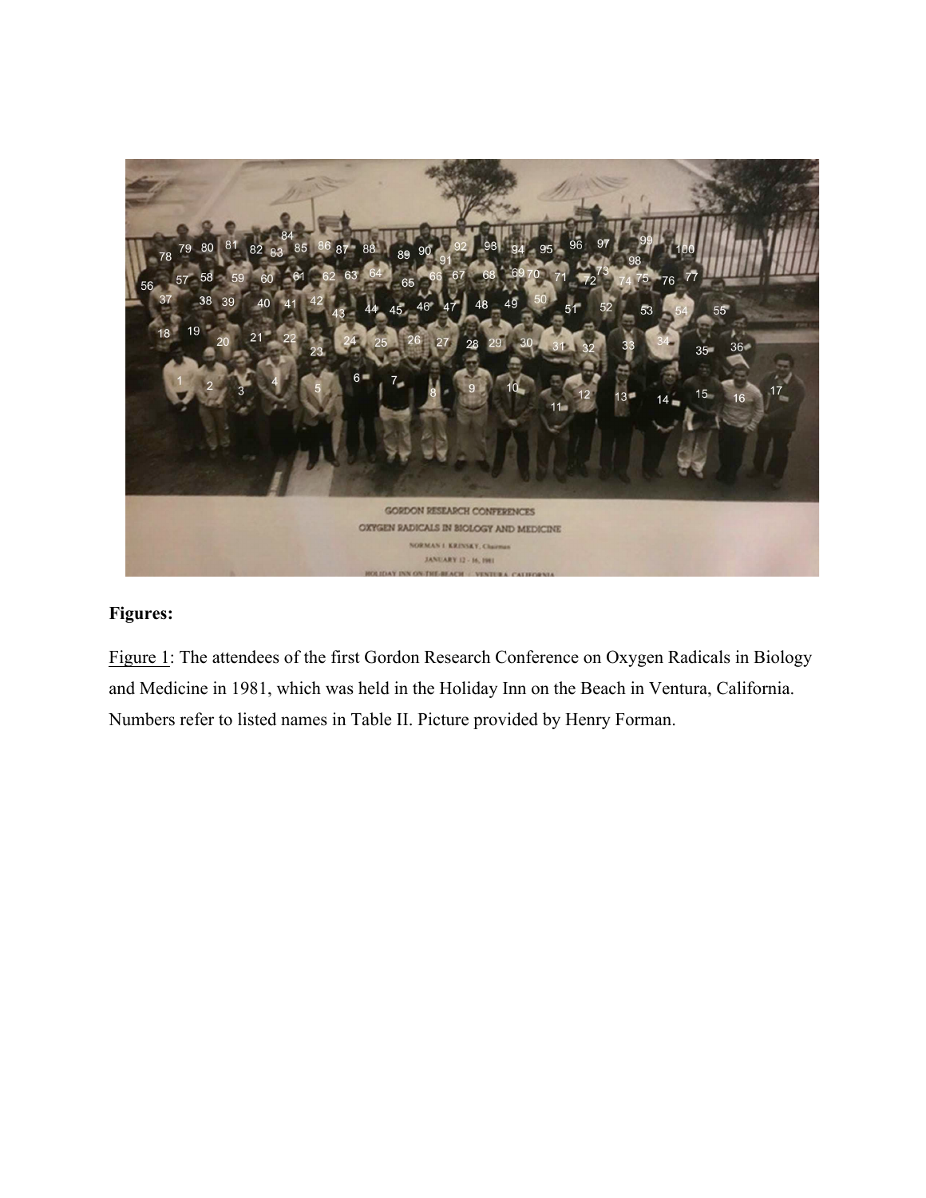**Figures:**

Figure 1: The attendees of the first Gordon Research Conference on Oxygen Radicals in Biology and Medicine in 1981, which was held in the Holiday Inn on the Beach in Ventura, California. Numbers refer to listed names in Table II. Picture provided by Henry Forman.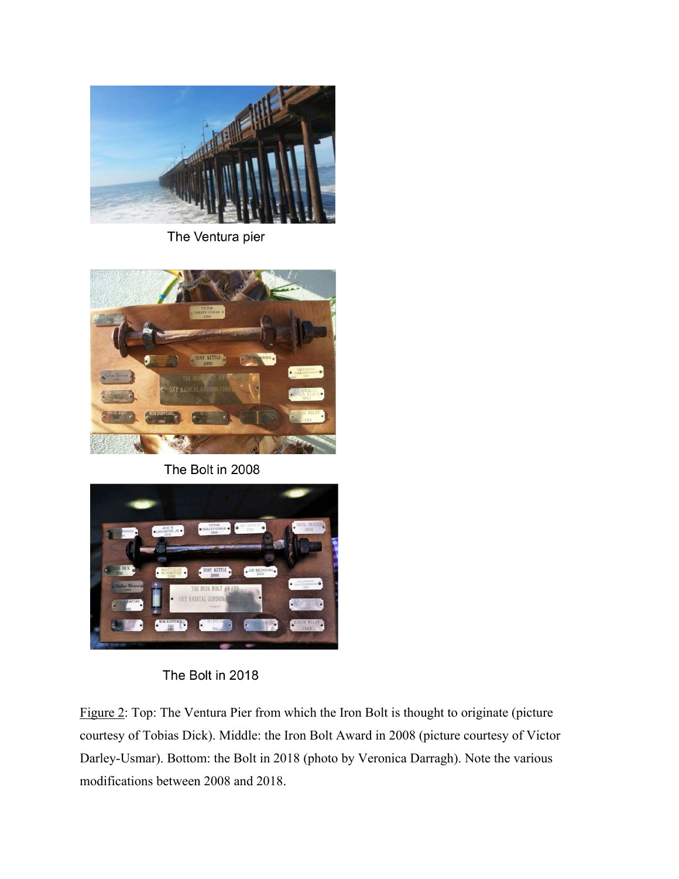The Ventura pier

The Bolt in 2008

The Bolt in 2018

Figure 2: Top: The Ventura Pier from which the Iron Bolt is thought to originate (picture courtesy of Tobias Dick). Middle: the Iron Bolt Award in 2008 (picture courtesy of Victor Darley-Usmar). Bottom: the Bolt in 2018 (photo by Veronica Darragh). Note the various modifications between 2008 and 2018.